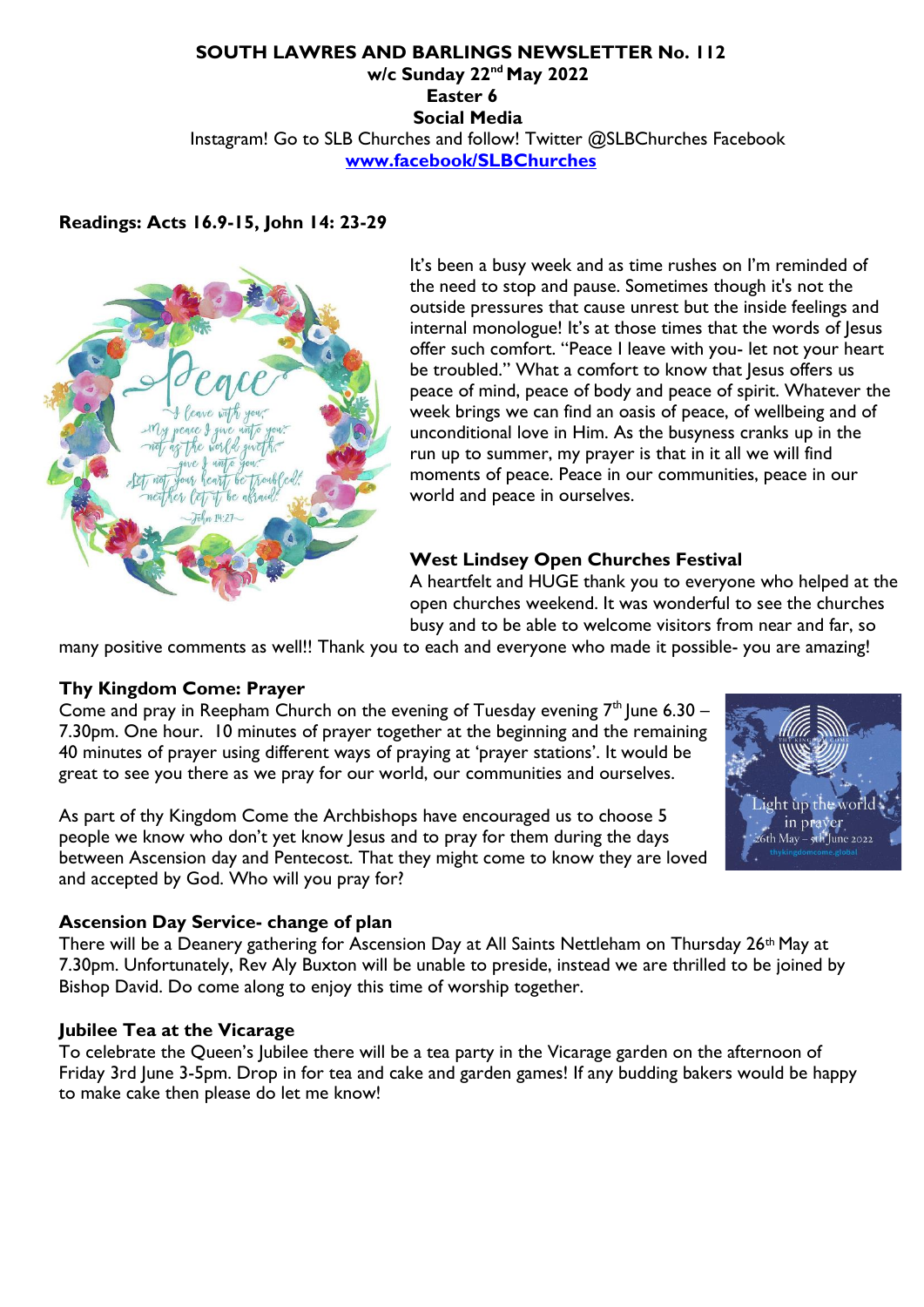**SOUTH LAWRES AND BARLINGS NEWSLETTER No. 112**

**w/c Sunday 22nd May 2022**

**Easter 6**

**Social Media**

Instagram! Go to SLB Churches and follow! Twitter @SLBChurches Facebook

**www.facebook/SLBChurches**

**Readings: Acts 16.9-15, John 14: 23-29**

It's been a busy week and as time rushes on I'm reminded of the need to stop and pause. Sometimes though it's not the outside pressures that cause unrest but the inside feelings and internal monologue! It's at those times that the words of Jesus offer such comfort. "Peace I leave with you- let not your heart be troubled." What a comfort to know that Jesus offers us peace of mind, peace of body and peace of spirit. Whatever the week brings we can find an oasis of peace, of wellbeing and of unconditional love in Him. As the busyness cranks up in the run up to summer, my prayer is that in it all we will find moments of peace. Peace in our communities, peace in our world and peace in ourselves.

### West Lindsey Open Churches Festival

A heartfelt and HUGE thank you to everyone who helped at the open churches weekend. It was wonderful to see the churches busy and to be able to welcome visitors from near and far, so many positive comments as well!! Thank you to each and everyone who made it possible- you are amazing!

### Thy Kingdom Come: Prayer

Come and pray in Reepham Church on the evening of Tuesday evening 7th June 6.30 – 7.30pm. One hour. 10 minutes of prayer together at the beginning and the remaining 40 minutes of prayer using different ways of praying at 'prayer stations'. It would be great to see you there as we pray for our world, our communities and ourselves.

As part of thy Kingdom Come the Archbishops have encouraged us to choose 5 people we know who don't yet know Jesus and to pray for them during the days between Ascension day and Pentecost. That they might come to know they are loved and accepted by God. Who will you pray for?

### Ascension Day Service- change of plan

There will be a Deanery gathering for Ascension Day at All Saints Nettleham on Thursday 26th May at 7.30pm. Unfortunately, Rev Aly Buxton will be unable to preside, instead we are thrilled to be joined by Bishop David. Do come along to enjoy this time of worship together.

### Jubilee Tea at the Vicarage

To celebrate the Queen's Jubilee there will be a tea party in the Vicarage garden on the afternoon of Friday 3rd June 3-5pm. Drop in for tea and cake and garden games! If any budding bakers would be happy to make cake then please do let me know!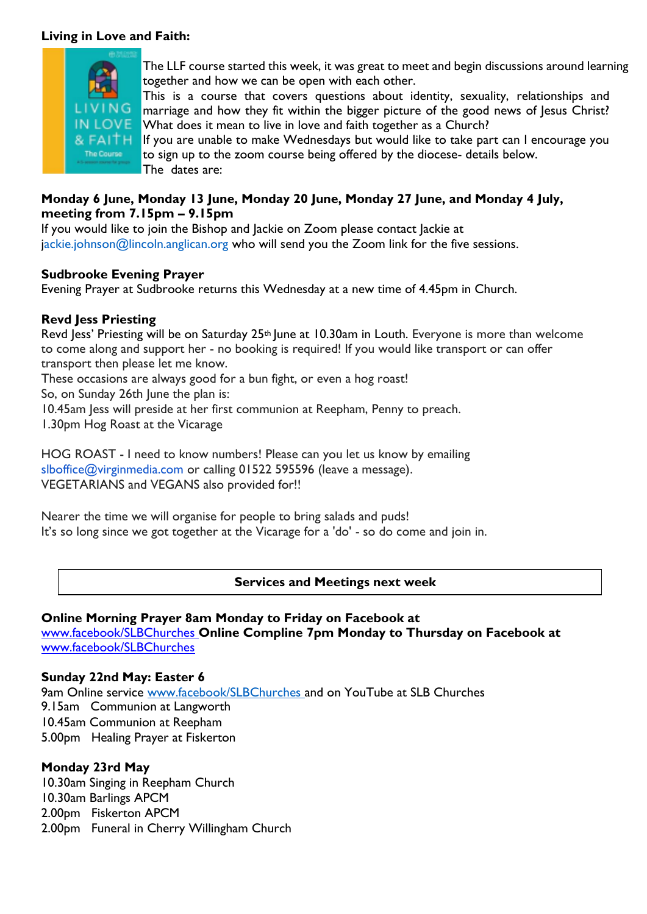**Living in Love and Faith:**

The LLF course started this week, it was great to meet and begin discussions around learning together and how we can be open with each other.
This is a course that covers questions about identity, sexuality, relationships and marriage and how they fit within the bigger picture of the good news of Jesus Christ? What does it mean to live in love and faith together as a Church?
If you are unable to make Wednesdays but would like to take part can I encourage you to sign up to the zoom course being offered by the diocese- details below.
The dates are:

**Monday 6 June, Monday 13 June, Monday 20 June, Monday 27 June, and Monday 4 July, meeting from 7.15pm – 9.15pm**
If you would like to join the Bishop and Jackie on Zoom please contact Jackie at jackie.johnson@lincoln.anglican.org who will send you the Zoom link for the five sessions.

**Sudbrooke Evening Prayer**
Evening Prayer at Sudbrooke returns this Wednesday at a new time of 4.45pm in Church.

**Revd Jess Priesting**
Revd Jess' Priesting will be on Saturday 25th June at 10.30am in Louth. Everyone is more than welcome to come along and support her - no booking is required! If you would like transport or can offer transport then please let me know.
These occasions are always good for a bun fight, or even a hog roast!
So, on Sunday 26th June the plan is:
10.45am Jess will preside at her first communion at Reepham, Penny to preach.
1.30pm Hog Roast at the Vicarage

HOG ROAST - I need to know numbers! Please can you let us know by emailing slboffice@virginmedia.com or calling 01522 595596 (leave a message).
VEGETARIANS and VEGANS also provided for!!

Nearer the time we will organise for people to bring salads and puds!
It's so long since we got together at the Vicarage for a 'do' - so do come and join in.

**Services and Meetings next week**

**Online Morning Prayer 8am Monday to Friday on Facebook at** www.facebook/SLBChurches **Online Compline 7pm Monday to Thursday on Facebook at** www.facebook/SLBChurches

**Sunday 22nd May: Easter 6**
9am Online service www.facebook/SLBChurches and on YouTube at SLB Churches
9.15am Communion at Langworth
10.45am Communion at Reepham
5.00pm Healing Prayer at Fiskerton

**Monday 23rd May**
10.30am Singing in Reepham Church
10.30am Barlings APCM
2.00pm Fiskerton APCM
2.00pm Funeral in Cherry Willingham Church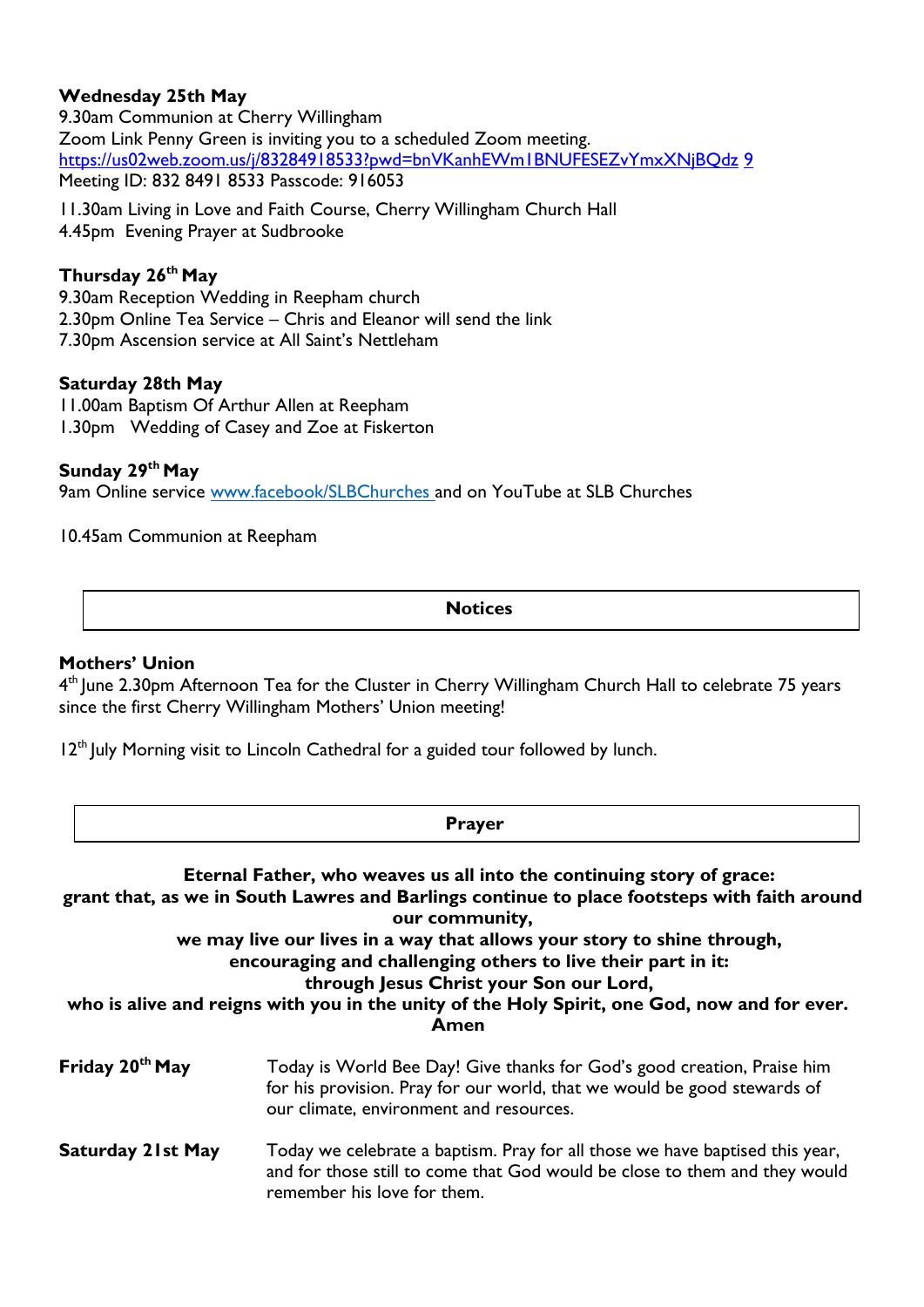**Wednesday 25th May**
9.30am Communion at Cherry Willingham
Zoom Link Penny Green is inviting you to a scheduled Zoom meeting.
https://us02web.zoom.us/j/83284918533?pwd=bnVKanhEWm1BNUFESEZvYmxXNjBQdz 9
Meeting ID: 832 8491 8533 Passcode: 916053

11.30am Living in Love and Faith Course, Cherry Willingham Church Hall
4.45pm Evening Prayer at Sudbrooke

**Thursday 26th May**
9.30am Reception Wedding in Reepham church
2.30pm Online Tea Service – Chris and Eleanor will send the link
7.30pm Ascension service at All Saint's Nettleham

**Saturday 28th May**
11.00am Baptism Of Arthur Allen at Reepham
1.30pm Wedding of Casey and Zoe at Fiskerton

**Sunday 29th May**
9am Online service www.facebook/SLBChurches and on YouTube at SLB Churches

10.45am Communion at Reepham

## Notices

**Mothers' Union**
4th June 2.30pm Afternoon Tea for the Cluster in Cherry Willingham Church Hall to celebrate 75 years since the first Cherry Willingham Mothers' Union meeting!

12th July Morning visit to Lincoln Cathedral for a guided tour followed by lunch.

## Prayer

**Eternal Father, who weaves us all into the continuing story of grace:
grant that, as we in South Lawres and Barlings continue to place footsteps with faith around our community,
we may live our lives in a way that allows your story to shine through,
encouraging and challenging others to live their part in it:
through Jesus Christ your Son our Lord,
who is alive and reigns with you in the unity of the Holy Spirit, one God, now and for ever.
Amen**

**Friday 20th May** — Today is World Bee Day! Give thanks for God's good creation, Praise him for his provision. Pray for our world, that we would be good stewards of our climate, environment and resources.

**Saturday 21st May** — Today we celebrate a baptism. Pray for all those we have baptised this year, and for those still to come that God would be close to them and they would remember his love for them.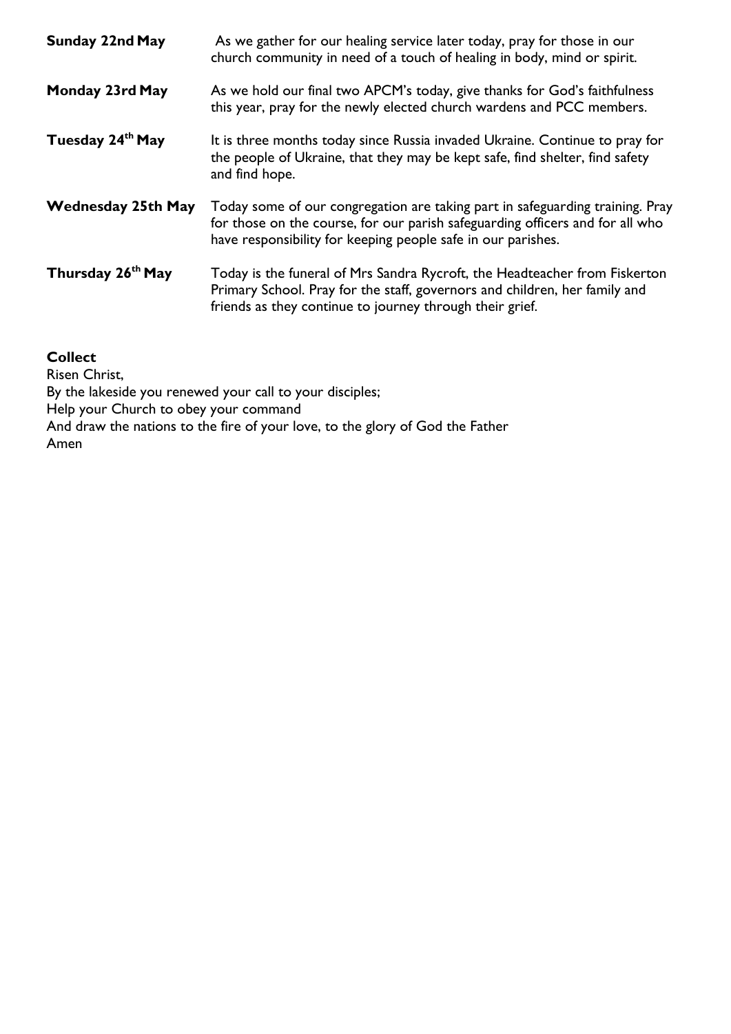| | |
|---|---|
| **Sunday 22nd May** | As we gather for our healing service later today, pray for those in our church community in need of a touch of healing in body, mind or spirit. |
| **Monday 23rd May** | As we hold our final two APCM's today, give thanks for God's faithfulness this year, pray for the newly elected church wardens and PCC members. |
| **Tuesday 24th May** | It is three months today since Russia invaded Ukraine. Continue to pray for the people of Ukraine, that they may be kept safe, find shelter, find safety and find hope. |
| **Wednesday 25th May** | Today some of our congregation are taking part in safeguarding training. Pray for those on the course, for our parish safeguarding officers and for all who have responsibility for keeping people safe in our parishes. |
| **Thursday 26th May** | Today is the funeral of Mrs Sandra Rycroft, the Headteacher from Fiskerton Primary School. Pray for the staff, governors and children, her family and friends as they continue to journey through their grief. |

**Collect**

Risen Christ,
By the lakeside you renewed your call to your disciples;
Help your Church to obey your command
And draw the nations to the fire of your love, to the glory of God the Father
Amen